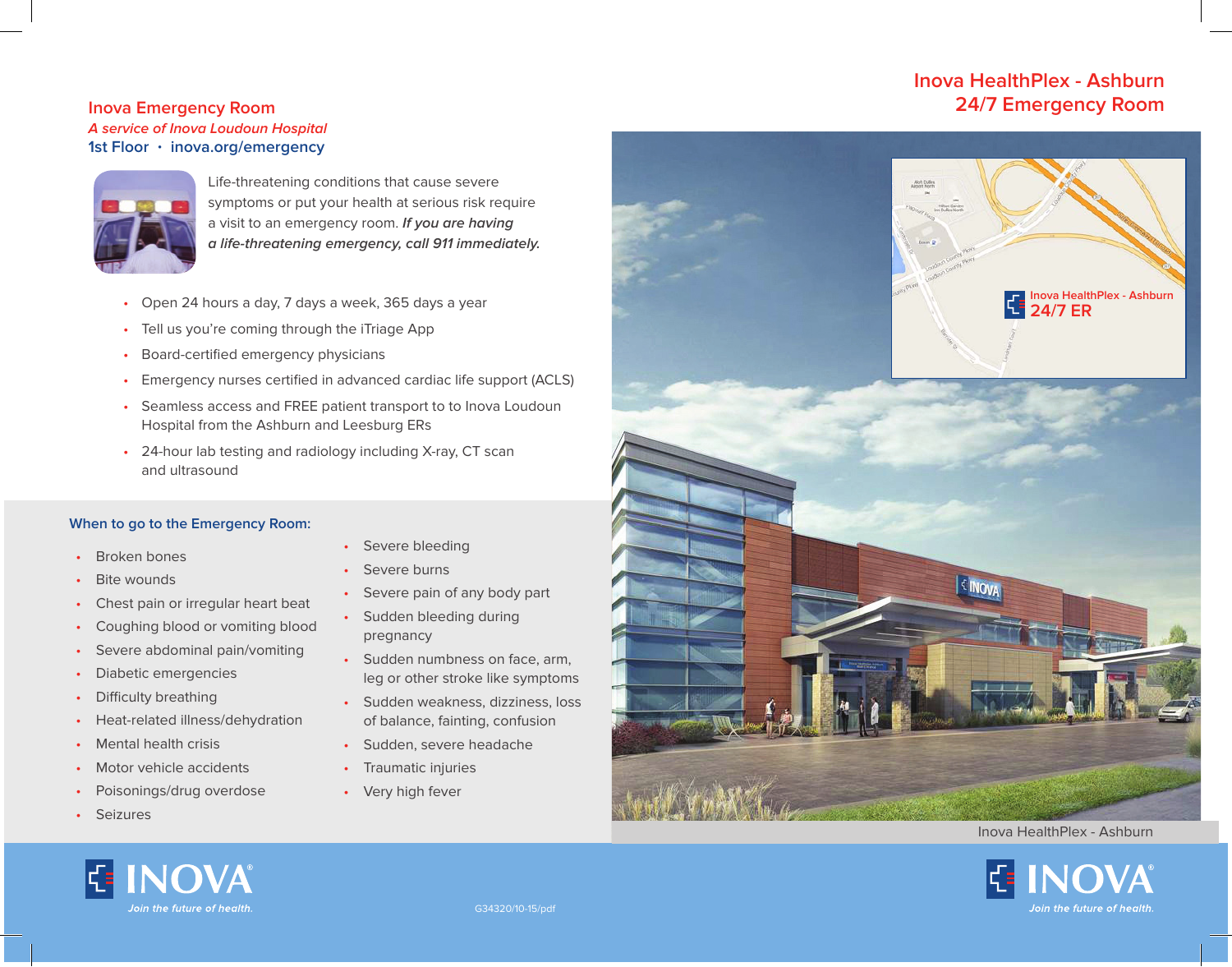# Inova Emergency Room

*A service of Inova Loudoun Hospital*

1st Floor • inova.org/emergency

Life-threatening conditions that cause severe symptoms or put your health at serious risk require a visit to an emergency room. ***If you are having a life-threatening emergency, call 911 immediately.***

- Open 24 hours a day, 7 days a week, 365 days a year
- Tell us you're coming through the iTriage App
- Board-certified emergency physicians
- Emergency nurses certified in advanced cardiac life support (ACLS)
- Seamless access and FREE patient transport to to Inova Loudoun Hospital from the Ashburn and Leesburg ERs
- 24-hour lab testing and radiology including X-ray, CT scan and ultrasound

## When to go to the Emergency Room:

- Broken bones
- Bite wounds
- Chest pain or irregular heart beat
- Coughing blood or vomiting blood
- Severe abdominal pain/vomiting
- Diabetic emergencies
- Difficulty breathing
- Heat-related illness/dehydration
- Mental health crisis
- Motor vehicle accidents
- Poisonings/drug overdose
- Seizures
- Severe bleeding
- Severe burns
- Severe pain of any body part
- Sudden bleeding during pregnancy
- Sudden numbness on face, arm, leg or other stroke like symptoms
- Sudden weakness, dizziness, loss of balance, fainting, confusion
- Sudden, severe headache
- Traumatic injuries
- Very high fever

INOVA®

*Join the future of health.*

G34320/10-15/pdf

# Inova HealthPlex - Ashburn
# 24/7 Emergency Room

Inova HealthPlex - Ashburn

24/7 ER

Inova HealthPlex - Ashburn

INOVA®

*Join the future of health.*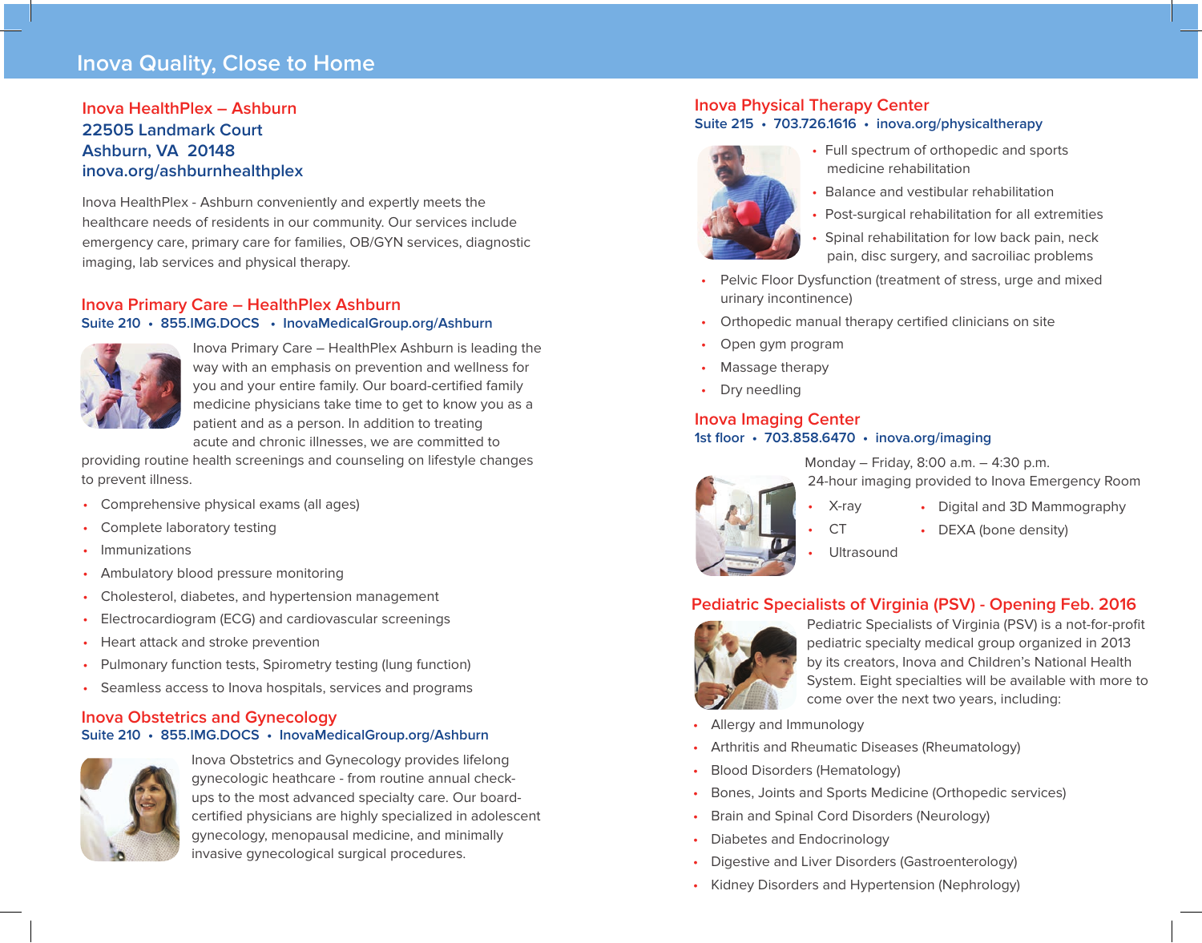# Inova Quality, Close to Home

## Inova HealthPlex – Ashburn

**22505 Landmark Court**
**Ashburn, VA 20148**
**inova.org/ashburnhealthplex**

Inova HealthPlex - Ashburn conveniently and expertly meets the healthcare needs of residents in our community. Our services include emergency care, primary care for families, OB/GYN services, diagnostic imaging, lab services and physical therapy.

## Inova Primary Care – HealthPlex Ashburn

**Suite 210 • 855.IMG.DOCS • InovaMedicalGroup.org/Ashburn**

Inova Primary Care – HealthPlex Ashburn is leading the way with an emphasis on prevention and wellness for you and your entire family. Our board-certified family medicine physicians take time to get to know you as a patient and as a person. In addition to treating acute and chronic illnesses, we are committed to providing routine health screenings and counseling on lifestyle changes to prevent illness.

- Comprehensive physical exams (all ages)
- Complete laboratory testing
- Immunizations
- Ambulatory blood pressure monitoring
- Cholesterol, diabetes, and hypertension management
- Electrocardiogram (ECG) and cardiovascular screenings
- Heart attack and stroke prevention
- Pulmonary function tests, Spirometry testing (lung function)
- Seamless access to Inova hospitals, services and programs

## Inova Obstetrics and Gynecology

**Suite 210 • 855.IMG.DOCS • InovaMedicalGroup.org/Ashburn**

Inova Obstetrics and Gynecology provides lifelong gynecologic heathcare - from routine annual check-ups to the most advanced specialty care. Our board-certified physicians are highly specialized in adolescent gynecology, menopausal medicine, and minimally invasive gynecological surgical procedures.

## Inova Physical Therapy Center

**Suite 215 • 703.726.1616 • inova.org/physicaltherapy**

- Full spectrum of orthopedic and sports medicine rehabilitation
- Balance and vestibular rehabilitation
- Post-surgical rehabilitation for all extremities
- Spinal rehabilitation for low back pain, neck pain, disc surgery, and sacroiliac problems
- Pelvic Floor Dysfunction (treatment of stress, urge and mixed urinary incontinence)
- Orthopedic manual therapy certified clinicians on site
- Open gym program
- Massage therapy
- Dry needling

## Inova Imaging Center

**1st floor • 703.858.6470 • inova.org/imaging**

Monday – Friday, 8:00 a.m. – 4:30 p.m.
24-hour imaging provided to Inova Emergency Room

- X-ray
- CT
- Ultrasound
- Digital and 3D Mammography
- DEXA (bone density)

## Pediatric Specialists of Virginia (PSV) - Opening Feb. 2016

Pediatric Specialists of Virginia (PSV) is a not-for-profit pediatric specialty medical group organized in 2013 by its creators, Inova and Children's National Health System. Eight specialties will be available with more to come over the next two years, including:

- Allergy and Immunology
- Arthritis and Rheumatic Diseases (Rheumatology)
- Blood Disorders (Hematology)
- Bones, Joints and Sports Medicine (Orthopedic services)
- Brain and Spinal Cord Disorders (Neurology)
- Diabetes and Endocrinology
- Digestive and Liver Disorders (Gastroenterology)
- Kidney Disorders and Hypertension (Nephrology)